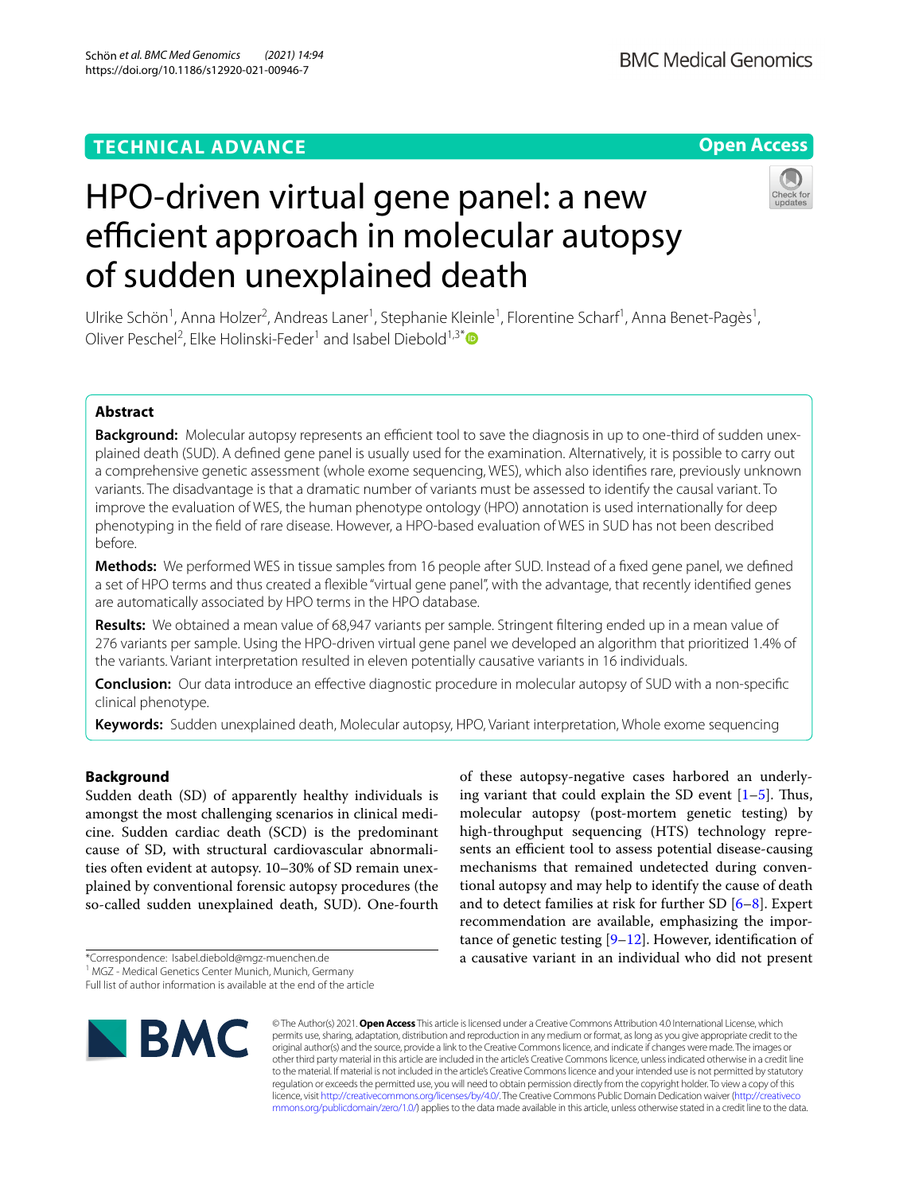TECHNICAL ADVANCE

Open Access

# HPO-driven virtual gene panel: a new efficient approach in molecular autopsy of sudden unexplained death

Ulrike Schön[1], Anna Holzer[2], Andreas Laner[1], Stephanie Kleinle[1], Florentine Scharf[1], Anna Benet-Pagès[1], Oliver Peschel[2], Elke Holinski-Feder[1] and Isabel Diebold[1,3*]

## Abstract

**Background:** Molecular autopsy represents an efficient tool to save the diagnosis in up to one-third of sudden unexplained death (SUD). A defined gene panel is usually used for the examination. Alternatively, it is possible to carry out a comprehensive genetic assessment (whole exome sequencing, WES), which also identifies rare, previously unknown variants. The disadvantage is that a dramatic number of variants must be assessed to identify the causal variant. To improve the evaluation of WES, the human phenotype ontology (HPO) annotation is used internationally for deep phenotyping in the field of rare disease. However, a HPO-based evaluation of WES in SUD has not been described before.

**Methods:** We performed WES in tissue samples from 16 people after SUD. Instead of a fixed gene panel, we defined a set of HPO terms and thus created a flexible "virtual gene panel", with the advantage, that recently identified genes are automatically associated by HPO terms in the HPO database.

**Results:** We obtained a mean value of 68,947 variants per sample. Stringent filtering ended up in a mean value of 276 variants per sample. Using the HPO-driven virtual gene panel we developed an algorithm that prioritized 1.4% of the variants. Variant interpretation resulted in eleven potentially causative variants in 16 individuals.

**Conclusion:** Our data introduce an effective diagnostic procedure in molecular autopsy of SUD with a non-specific clinical phenotype.

**Keywords:** Sudden unexplained death, Molecular autopsy, HPO, Variant interpretation, Whole exome sequencing

## Background

Sudden death (SD) of apparently healthy individuals is amongst the most challenging scenarios in clinical medicine. Sudden cardiac death (SCD) is the predominant cause of SD, with structural cardiovascular abnormalities often evident at autopsy. 10–30% of SD remain unexplained by conventional forensic autopsy procedures (the so-called sudden unexplained death, SUD). One-fourth of these autopsy-negative cases harbored an underlying variant that could explain the SD event [1–5]. Thus, molecular autopsy (post-mortem genetic testing) by high-throughput sequencing (HTS) technology represents an efficient tool to assess potential disease-causing mechanisms that remained undetected during conventional autopsy and may help to identify the cause of death and to detect families at risk for further SD [6–8]. Expert recommendation are available, emphasizing the importance of genetic testing [9–12]. However, identification of a causative variant in an individual who did not present

*Correspondence: Isabel.diebold@mgz-muenchen.de
[1] MGZ - Medical Genetics Center Munich, Munich, Germany
Full list of author information is available at the end of the article

© The Author(s) 2021. **Open Access** This article is licensed under a Creative Commons Attribution 4.0 International License, which permits use, sharing, adaptation, distribution and reproduction in any medium or format, as long as you give appropriate credit to the original author(s) and the source, provide a link to the Creative Commons licence, and indicate if changes were made. The images or other third party material in this article are included in the article's Creative Commons licence, unless indicated otherwise in a credit line to the material. If material is not included in the article's Creative Commons licence and your intended use is not permitted by statutory regulation or exceeds the permitted use, you will need to obtain permission directly from the copyright holder. To view a copy of this licence, visit http://creativecommons.org/licenses/by/4.0/. The Creative Commons Public Domain Dedication waiver (http://creativecommons.org/publicdomain/zero/1.0/) applies to the data made available in this article, unless otherwise stated in a credit line to the data.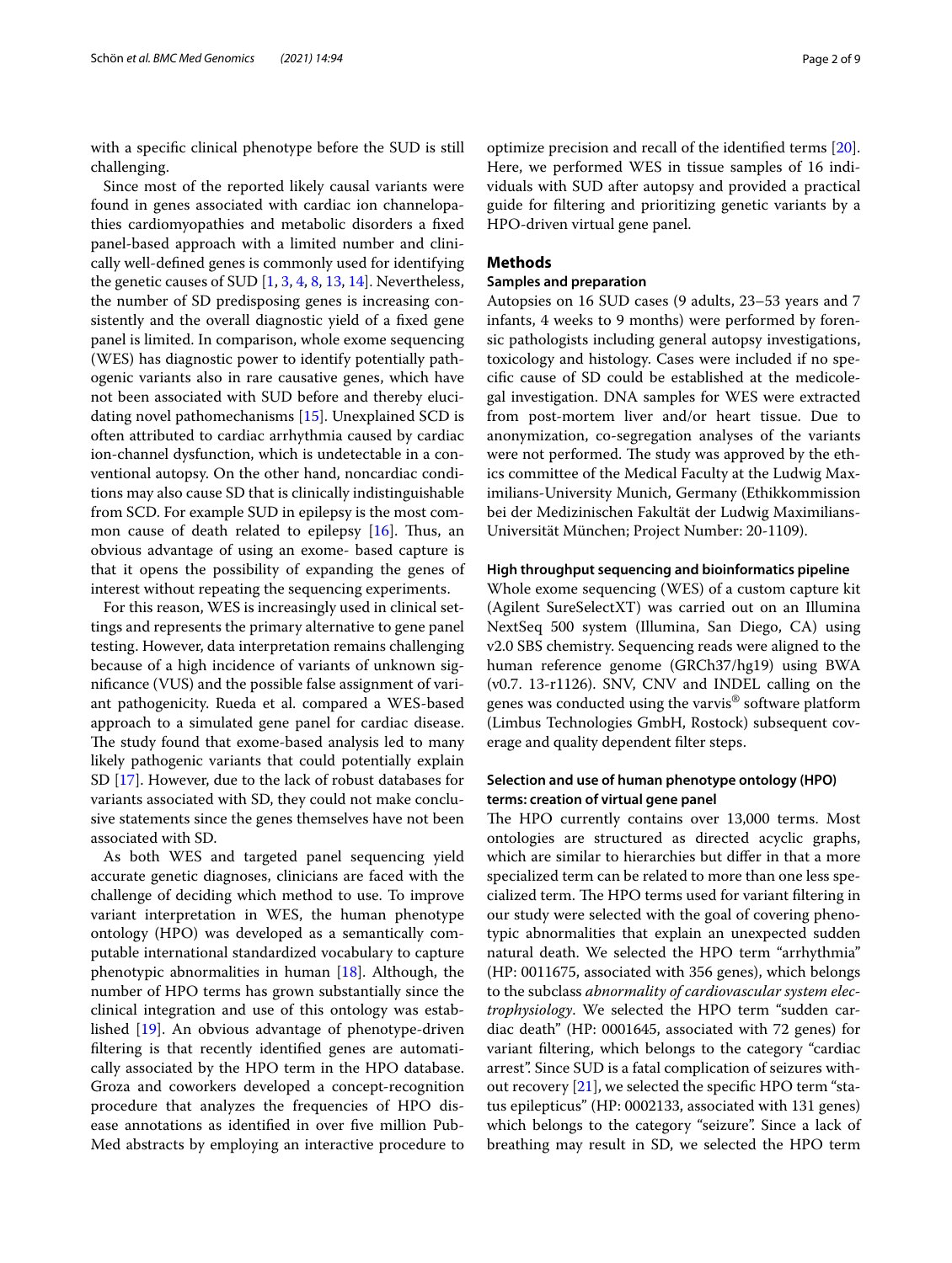with a specific clinical phenotype before the SUD is still challenging.

Since most of the reported likely causal variants were found in genes associated with cardiac ion channelopathies cardiomyopathies and metabolic disorders a fixed panel-based approach with a limited number and clinically well-defined genes is commonly used for identifying the genetic causes of SUD [1, 3, 4, 8, 13, 14]. Nevertheless, the number of SD predisposing genes is increasing consistently and the overall diagnostic yield of a fixed gene panel is limited. In comparison, whole exome sequencing (WES) has diagnostic power to identify potentially pathogenic variants also in rare causative genes, which have not been associated with SUD before and thereby elucidating novel pathomechanisms [15]. Unexplained SCD is often attributed to cardiac arrhythmia caused by cardiac ion-channel dysfunction, which is undetectable in a conventional autopsy. On the other hand, noncardiac conditions may also cause SD that is clinically indistinguishable from SCD. For example SUD in epilepsy is the most common cause of death related to epilepsy [16]. Thus, an obvious advantage of using an exome- based capture is that it opens the possibility of expanding the genes of interest without repeating the sequencing experiments.

For this reason, WES is increasingly used in clinical settings and represents the primary alternative to gene panel testing. However, data interpretation remains challenging because of a high incidence of variants of unknown significance (VUS) and the possible false assignment of variant pathogenicity. Rueda et al. compared a WES-based approach to a simulated gene panel for cardiac disease. The study found that exome-based analysis led to many likely pathogenic variants that could potentially explain SD [17]. However, due to the lack of robust databases for variants associated with SD, they could not make conclusive statements since the genes themselves have not been associated with SD.

As both WES and targeted panel sequencing yield accurate genetic diagnoses, clinicians are faced with the challenge of deciding which method to use. To improve variant interpretation in WES, the human phenotype ontology (HPO) was developed as a semantically computable international standardized vocabulary to capture phenotypic abnormalities in human [18]. Although, the number of HPO terms has grown substantially since the clinical integration and use of this ontology was established [19]. An obvious advantage of phenotype-driven filtering is that recently identified genes are automatically associated by the HPO term in the HPO database. Groza and coworkers developed a concept-recognition procedure that analyzes the frequencies of HPO disease annotations as identified in over five million PubMed abstracts by employing an interactive procedure to optimize precision and recall of the identified terms [20]. Here, we performed WES in tissue samples of 16 individuals with SUD after autopsy and provided a practical guide for filtering and prioritizing genetic variants by a HPO-driven virtual gene panel.

## Methods

### Samples and preparation

Autopsies on 16 SUD cases (9 adults, 23–53 years and 7 infants, 4 weeks to 9 months) were performed by forensic pathologists including general autopsy investigations, toxicology and histology. Cases were included if no specific cause of SD could be established at the medicolegal investigation. DNA samples for WES were extracted from post-mortem liver and/or heart tissue. Due to anonymization, co-segregation analyses of the variants were not performed. The study was approved by the ethics committee of the Medical Faculty at the Ludwig Maximilians-University Munich, Germany (Ethikkommission bei der Medizinischen Fakultät der Ludwig Maximilians-Universität München; Project Number: 20-1109).

### High throughput sequencing and bioinformatics pipeline

Whole exome sequencing (WES) of a custom capture kit (Agilent SureSelectXT) was carried out on an Illumina NextSeq 500 system (Illumina, San Diego, CA) using v2.0 SBS chemistry. Sequencing reads were aligned to the human reference genome (GRCh37/hg19) using BWA (v0.7. 13-r1126). SNV, CNV and INDEL calling on the genes was conducted using the varvis® software platform (Limbus Technologies GmbH, Rostock) subsequent coverage and quality dependent filter steps.

### Selection and use of human phenotype ontology (HPO) terms: creation of virtual gene panel

The HPO currently contains over 13,000 terms. Most ontologies are structured as directed acyclic graphs, which are similar to hierarchies but differ in that a more specialized term can be related to more than one less specialized term. The HPO terms used for variant filtering in our study were selected with the goal of covering phenotypic abnormalities that explain an unexpected sudden natural death. We selected the HPO term "arrhythmia" (HP: 0011675, associated with 356 genes), which belongs to the subclass *abnormality of cardiovascular system electrophysiology*. We selected the HPO term "sudden cardiac death" (HP: 0001645, associated with 72 genes) for variant filtering, which belongs to the category "cardiac arrest". Since SUD is a fatal complication of seizures without recovery [21], we selected the specific HPO term "status epilepticus" (HP: 0002133, associated with 131 genes) which belongs to the category "seizure". Since a lack of breathing may result in SD, we selected the HPO term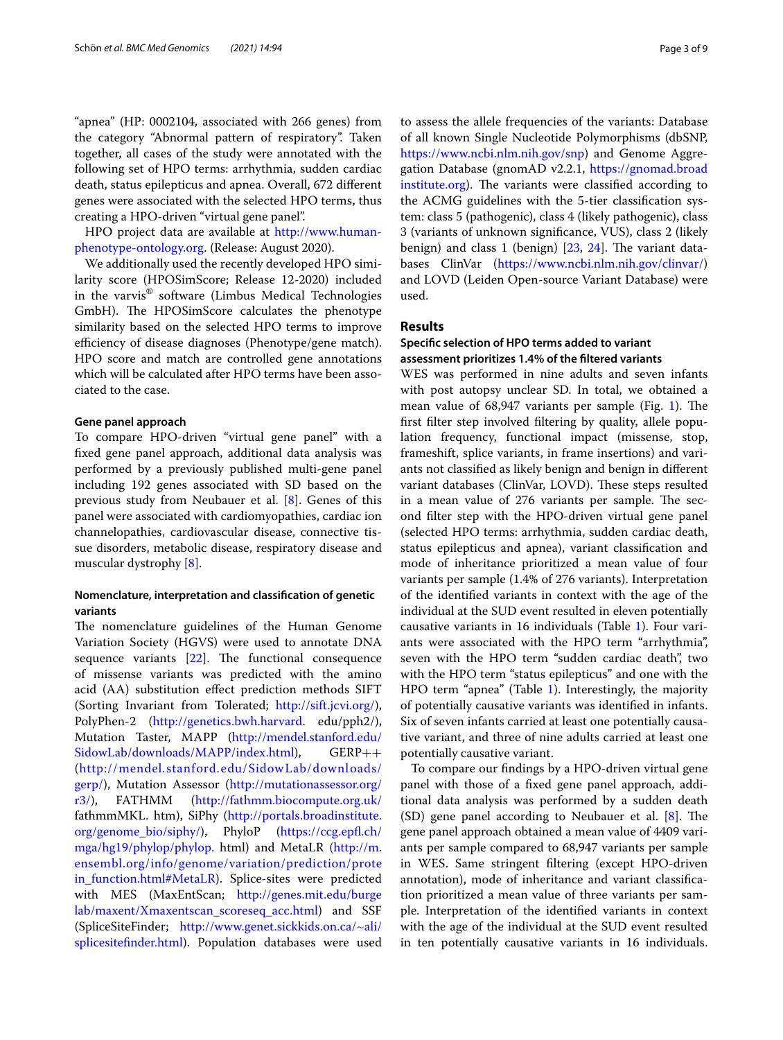"apnea" (HP: 0002104, associated with 266 genes) from the category "Abnormal pattern of respiratory". Taken together, all cases of the study were annotated with the following set of HPO terms: arrhythmia, sudden cardiac death, status epilepticus and apnea. Overall, 672 different genes were associated with the selected HPO terms, thus creating a HPO-driven "virtual gene panel".

HPO project data are available at http://www.human-phenotype-ontology.org. (Release: August 2020).

We additionally used the recently developed HPO similarity score (HPOSimScore; Release 12-2020) included in the varvis® software (Limbus Medical Technologies GmbH). The HPOSimScore calculates the phenotype similarity based on the selected HPO terms to improve efficiency of disease diagnoses (Phenotype/gene match). HPO score and match are controlled gene annotations which will be calculated after HPO terms have been associated to the case.

#### Gene panel approach

To compare HPO-driven "virtual gene panel" with a fixed gene panel approach, additional data analysis was performed by a previously published multi-gene panel including 192 genes associated with SD based on the previous study from Neubauer et al. [8]. Genes of this panel were associated with cardiomyopathies, cardiac ion channelopathies, cardiovascular disease, connective tissue disorders, metabolic disease, respiratory disease and muscular dystrophy [8].

#### Nomenclature, interpretation and classification of genetic variants

The nomenclature guidelines of the Human Genome Variation Society (HGVS) were used to annotate DNA sequence variants [22]. The functional consequence of missense variants was predicted with the amino acid (AA) substitution effect prediction methods SIFT (Sorting Invariant from Tolerated; http://sift.jcvi.org/), PolyPhen-2 (http://genetics.bwh.harvard. edu/pph2/), Mutation Taster, MAPP (http://mendel.stanford.edu/SidowLab/downloads/MAPP/index.html), GERP++ (http://mendel.stanford.edu/SidowLab/downloads/gerp/), Mutation Assessor (http://mutationassessor.org/r3/), FATHMM (http://fathmm.biocompute.org.uk/ fathmmMKL. htm), SiPhy (http://portals.broadinstitute.org/genome_bio/siphy/), PhyloP (https://ccg.epfl.ch/mga/hg19/phylop/phylop. html) and MetaLR (http://m.ensembl.org/info/genome/variation/prediction/protein_function.html#MetaLR). Splice-sites were predicted with MES (MaxEntScan; http://genes.mit.edu/burgelab/maxent/Xmaxentscan_scoreseq_acc.html) and SSF (SpliceSiteFinder; http://www.genet.sickkids.on.ca/~ali/splicesitefinder.html). Population databases were used to assess the allele frequencies of the variants: Database of all known Single Nucleotide Polymorphisms (dbSNP, https://www.ncbi.nlm.nih.gov/snp) and Genome Aggregation Database (gnomAD v2.2.1, https://gnomad.broadinstitute.org). The variants were classified according to the ACMG guidelines with the 5-tier classification system: class 5 (pathogenic), class 4 (likely pathogenic), class 3 (variants of unknown significance, VUS), class 2 (likely benign) and class 1 (benign) [23, 24]. The variant databases ClinVar (https://www.ncbi.nlm.nih.gov/clinvar/) and LOVD (Leiden Open-source Variant Database) were used.

## Results

#### Specific selection of HPO terms added to variant assessment prioritizes 1.4% of the filtered variants

WES was performed in nine adults and seven infants with post autopsy unclear SD. In total, we obtained a mean value of 68,947 variants per sample (Fig. 1). The first filter step involved filtering by quality, allele population frequency, functional impact (missense, stop, frameshift, splice variants, in frame insertions) and variants not classified as likely benign and benign in different variant databases (ClinVar, LOVD). These steps resulted in a mean value of 276 variants per sample. The second filter step with the HPO-driven virtual gene panel (selected HPO terms: arrhythmia, sudden cardiac death, status epilepticus and apnea), variant classification and mode of inheritance prioritized a mean value of four variants per sample (1.4% of 276 variants). Interpretation of the identified variants in context with the age of the individual at the SUD event resulted in eleven potentially causative variants in 16 individuals (Table 1). Four variants were associated with the HPO term "arrhythmia", seven with the HPO term "sudden cardiac death", two with the HPO term "status epilepticus" and one with the HPO term "apnea" (Table 1). Interestingly, the majority of potentially causative variants was identified in infants. Six of seven infants carried at least one potentially causative variant, and three of nine adults carried at least one potentially causative variant.

To compare our findings by a HPO-driven virtual gene panel with those of a fixed gene panel approach, additional data analysis was performed by a sudden death (SD) gene panel according to Neubauer et al. [8]. The gene panel approach obtained a mean value of 4409 variants per sample compared to 68,947 variants per sample in WES. Same stringent filtering (except HPO-driven annotation), mode of inheritance and variant classification prioritized a mean value of three variants per sample. Interpretation of the identified variants in context with the age of the individual at the SUD event resulted in ten potentially causative variants in 16 individuals.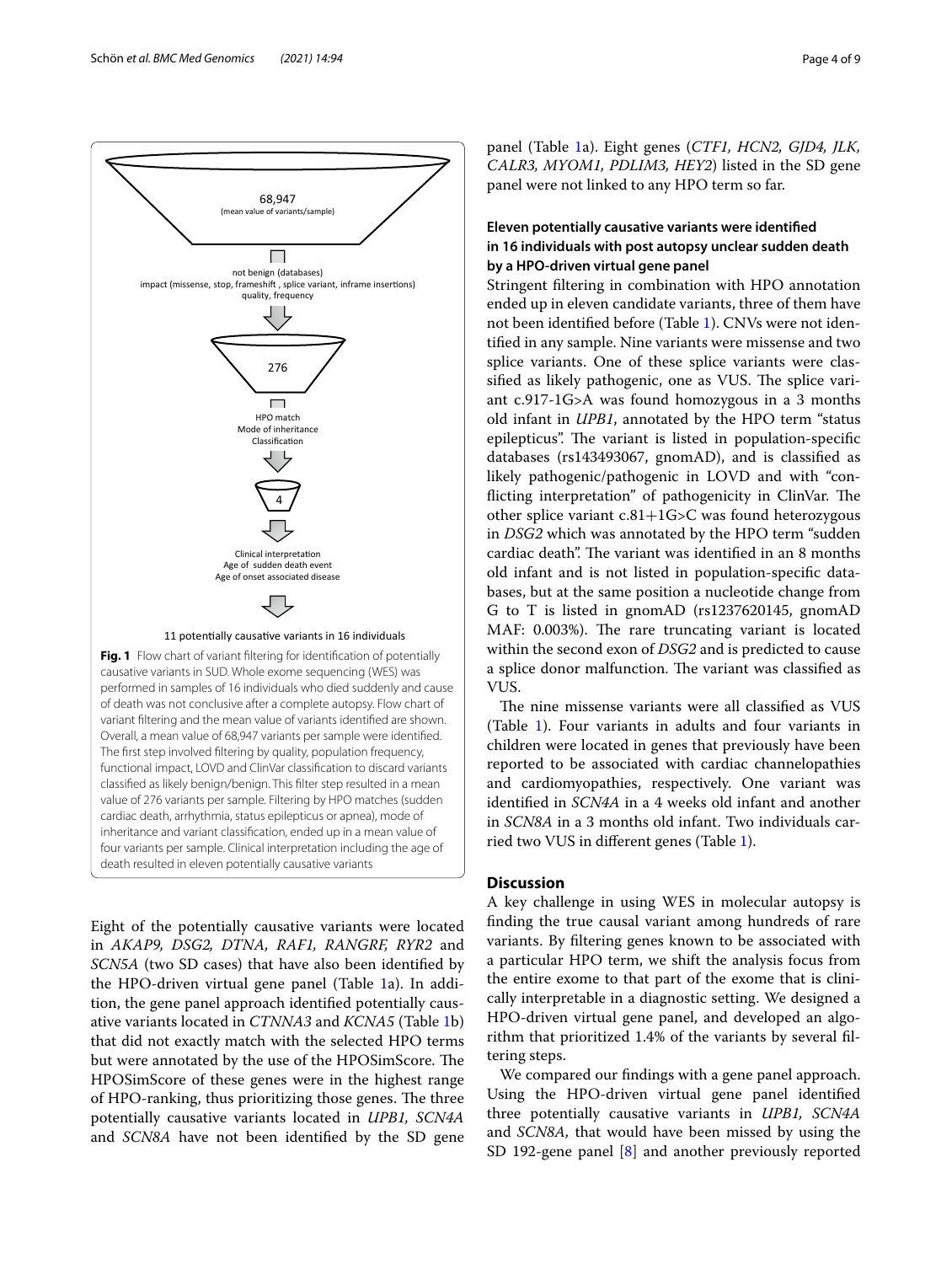68,947
(mean value of variants/sample)

not benign (databases)
impact (missense, stop, frameshift , splice variant, inframe insertions)
quality, frequency

276

HPO match
Mode of inheritance
Classification

4

Clinical interpretation
Age of sudden death event
Age of onset associated disease

11 potentially causative variants in 16 individuals

**Fig. 1** Flow chart of variant filtering for identification of potentially causative variants in SUD. Whole exome sequencing (WES) was performed in samples of 16 individuals who died suddenly and cause of death was not conclusive after a complete autopsy. Flow chart of variant filtering and the mean value of variants identified are shown. Overall, a mean value of 68,947 variants per sample were identified. The first step involved filtering by quality, population frequency, functional impact, LOVD and ClinVar classification to discard variants classified as likely benign/benign. This filter step resulted in a mean value of 276 variants per sample. Filtering by HPO matches (sudden cardiac death, arrhythmia, status epilepticus or apnea), mode of inheritance and variant classification, ended up in a mean value of four variants per sample. Clinical interpretation including the age of death resulted in eleven potentially causative variants

Eight of the potentially causative variants were located in *AKAP9, DSG2, DTNA, RAF1, RANGRF, RYR2* and *SCN5A* (two SD cases) that have also been identified by the HPO-driven virtual gene panel (Table 1a). In addition, the gene panel approach identified potentially causative variants located in *CTNNA3* and *KCNA5* (Table 1b) that did not exactly match with the selected HPO terms but were annotated by the use of the HPOSimScore. The HPOSimScore of these genes were in the highest range of HPO-ranking, thus prioritizing those genes. The three potentially causative variants located in *UPB1, SCN4A* and *SCN8A* have not been identified by the SD gene panel (Table 1a). Eight genes (*CTF1, HCN2, GJD4, JLK, CALR3, MYOM1, PDLIM3, HEY2*) listed in the SD gene panel were not linked to any HPO term so far.

### Eleven potentially causative variants were identified in 16 individuals with post autopsy unclear sudden death by a HPO-driven virtual gene panel

Stringent filtering in combination with HPO annotation ended up in eleven candidate variants, three of them have not been identified before (Table 1). CNVs were not identified in any sample. Nine variants were missense and two splice variants. One of these splice variants was classified as likely pathogenic, one as VUS. The splice variant c.917-1G>A was found homozygous in a 3 months old infant in *UPB1*, annotated by the HPO term "status epilepticus". The variant is listed in population-specific databases (rs143493067, gnomAD), and is classified as likely pathogenic/pathogenic in LOVD and with "conflicting interpretation" of pathogenicity in ClinVar. The other splice variant c.81+1G>C was found heterozygous in *DSG2* which was annotated by the HPO term "sudden cardiac death". The variant was identified in an 8 months old infant and is not listed in population-specific databases, but at the same position a nucleotide change from G to T is listed in gnomAD (rs1237620145, gnomAD MAF: 0.003%). The rare truncating variant is located within the second exon of *DSG2* and is predicted to cause a splice donor malfunction. The variant was classified as VUS.

The nine missense variants were all classified as VUS (Table 1). Four variants in adults and four variants in children were located in genes that previously have been reported to be associated with cardiac channelopathies and cardiomyopathies, respectively. One variant was identified in *SCN4A* in a 4 weeks old infant and another in *SCN8A* in a 3 months old infant. Two individuals carried two VUS in different genes (Table 1).

## Discussion

A key challenge in using WES in molecular autopsy is finding the true causal variant among hundreds of rare variants. By filtering genes known to be associated with a particular HPO term, we shift the analysis focus from the entire exome to that part of the exome that is clinically interpretable in a diagnostic setting. We designed a HPO-driven virtual gene panel, and developed an algorithm that prioritized 1.4% of the variants by several filtering steps.

We compared our findings with a gene panel approach. Using the HPO-driven virtual gene panel identified three potentially causative variants in *UPB1, SCN4A* and *SCN8A*, that would have been missed by using the SD 192-gene panel [8] and another previously reported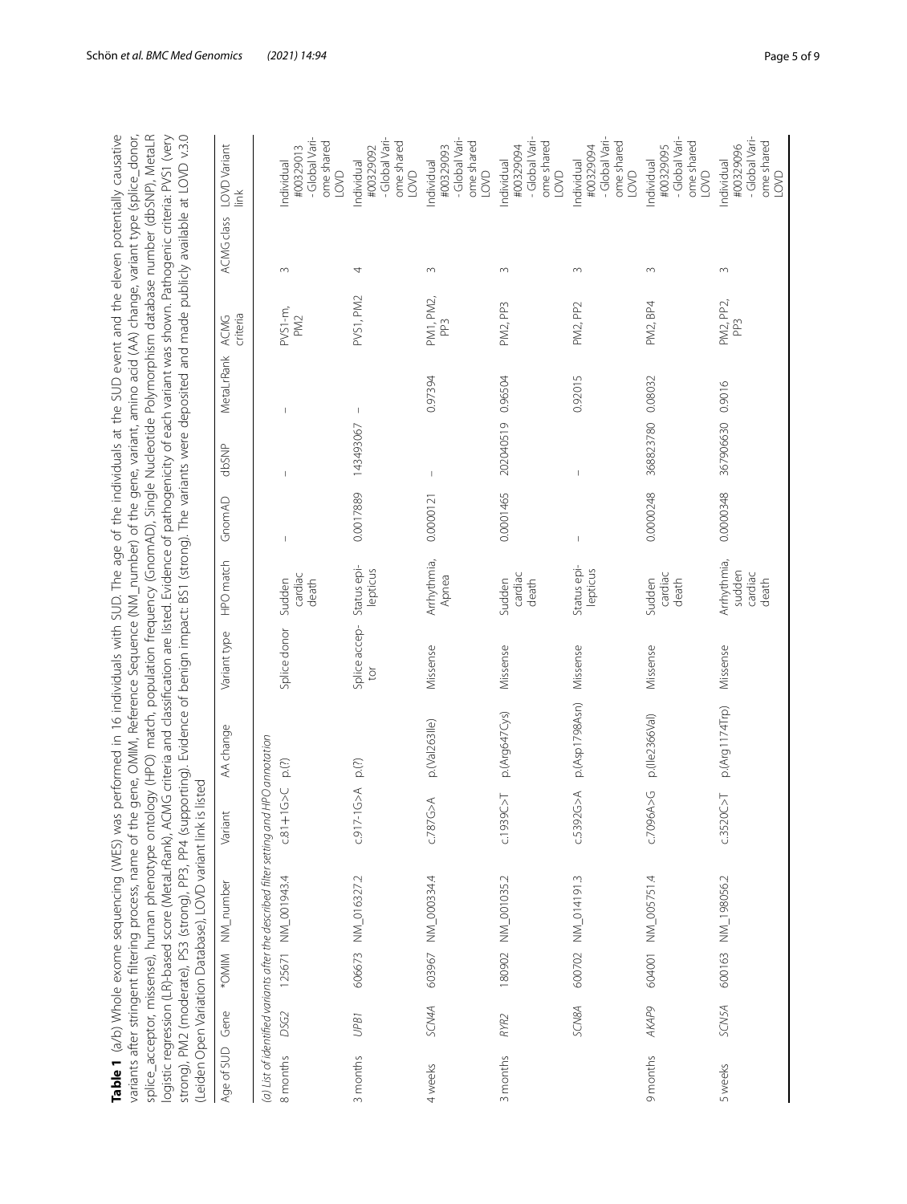**Table 1** (a/b) Whole exome sequencing (WES) was performed in 16 individuals with SUD. The age of the individuals at the SUD event and the eleven potentially causative variants after stringent filtering process, name of the gene, OMIM, Reference Sequence (NM_number) of the gene, variant, amino acid (AA) change, variant type (splice_donor, splice_acceptor, missense), human phenotype ontology (HPO) match, population frequency (GnomAD), Single Nucleotide Polymorphism database number (dbSNP), MetaLR logistic regression (LR)-based score (MetaLrRank), ACMG criteria and classification are listed. Evidence of pathogenicity of each variant was shown. Pathogenic criteria: PVS1 (very strong), PM2 (moderate), PS3 (strong), PP3, PP4 (supporting). Evidence of benign impact: BS1 (strong). The variants were deposited and made publicly available at LOVD v.3.0 (Leiden Open Variation Database), LOVD variant link is listed

| Age of SUD | Gene | *OMIM | NM_number | Variant | AA change | Variant type | HPO match | GnomAD | dbSNP | MetaLrRank | ACMG criteria | ACMG class | LOVD Variant link |
|---|---|---|---|---|---|---|---|---|---|---|---|---|---|
| *(a) List of identified variants after the described filter setting and HPO annotation* | | | | | | | | | | | | | |
| 8 months | *DSG2* | 125671 | NM_001943.4 | c.81+1G>C | p.(?) | Splice donor | Sudden cardiac death | – | – | – | PVS1-m, PM2 | 3 | Individual #00329013 - Global Variome shared LOVD |
| 3 months | *UPB1* | 606673 | NM_016327.2 | c.917-1G>A | p.(?) | Splice acceptor | Status epilepticus | 0.0017889 | 143493067 | – | PVS1, PM2 | 4 | Individual #00329092 - Global Variome shared LOVD |
| 4 weeks | *SCN4A* | 603967 | NM_000334.4 | c.787G>A | p.(Val263Ile) | Missense | Arrhythmia, Apnea | 0.0000121 | – | 0.97394 | PM1, PM2, PP3 | 3 | Individual #00329093 - Global Variome shared LOVD |
| 3 months | *RYR2* | 180902 | NM_001035.2 | c.1939C>T | p.(Arg647Cys) | Missense | Sudden cardiac death | 0.0001465 | 202040519 | 0.96504 | PM2, PP3 | 3 | Individual #00329094 - Global Variome shared LOVD |
| | *SCN8A* | 600702 | NM_014191.3 | c.5392G>A | p.(Asp1798Asn) | Missense | Status epilepticus | – | – | 0.92015 | PM2, PP2 | 3 | Individual #00329094 - Global Variome shared LOVD |
| 9 months | *AKAP9* | 604001 | NM_005751.4 | c.7096A>G | p.(Ile2366Val) | Missense | Sudden cardiac death | 0.0000248 | 368823780 | 0.08032 | PM2, BP4 | 3 | Individual #00329095 - Global Variome shared LOVD |
| 5 weeks | *SCN5A* | 600163 | NM_198056.2 | c.3520C>T | p.(Arg1174Trp) | Missense | Arrhythmia, sudden cardiac death | 0.0000348 | 367906630 | 0.9016 | PM2, PP2, PP3 | 3 | Individual #00329096 - Global Variome shared LOVD |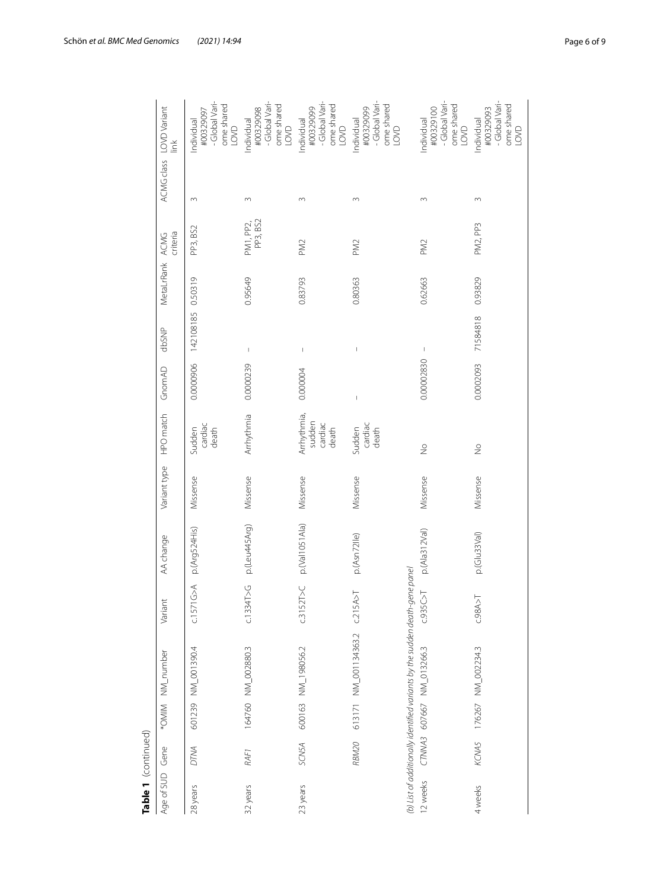**Table 1** (continued)

| Age of SUD | Gene | *OMIM | NM_number | Variant | AA change | Variant type | HPO match | GnomAD | dbSNP | Metal.rRank | ACMG criteria | ACMG class | LOVD Variant link |
|---|---|---|---|---|---|---|---|---|---|---|---|---|---|
| 28 years | *DTNA* | 601239 | NM_001390.4 | c.1571G>A | p.(Arg524His) | Missense | Sudden cardiac death | 0.0000906 | 142108185 | 0.50319 | PP3, BS2 | 3 | Individual #00329097 - Global Variome shared LOVD |
| 32 years | *RAF1* | 164760 | NM_002880.3 | c.1334T>G | p.(Leu445Arg) | Missense | Arrhythmia | 0.0000239 | – | 0.95649 | PM1, PP2, PP3, BS2 | 3 | Individual #00329098 - Global Variome shared LOVD |
| 23 years | *SCN5A* | 600163 | NM_198056.2 | c.3152T>C | p.(Val1051Ala) | Missense | Arrhythmia, sudden cardiac death | 0.000004 | – | 0.83793 | PM2 | 3 | Individual #00329099 - Global Variome shared LOVD |
| | *RBM20* | 613171 | NM_001134363.2 | c.215A>T | p.(Asn72Ile) | Missense | Sudden cardiac death | – | – | 0.80363 | PM2 | 3 | Individual #00329099 - Global Variome shared LOVD |
| *(b) List of additionally identified variants by the sudden death-gene panel* | | | | | | | | | | | | | |
| 12 weeks | *CTNNA3* | 607667 | NM_013266.3 | c.935C>T | p.(Ala312Val) | Missense | No | 0.00002830 | – | 0.62663 | PM2 | 3 | Individual #00329100 - Global Variome shared LOVD |
| 4 weeks | *KCNA5* | 176267 | NM_002234.3 | c.98A>T | p.(Glu33Val) | Missense | No | 0.0002093 | 71584818 | 0.93829 | PM2, PP3 | 3 | Individual #00329093 - Global Variome shared LOVD |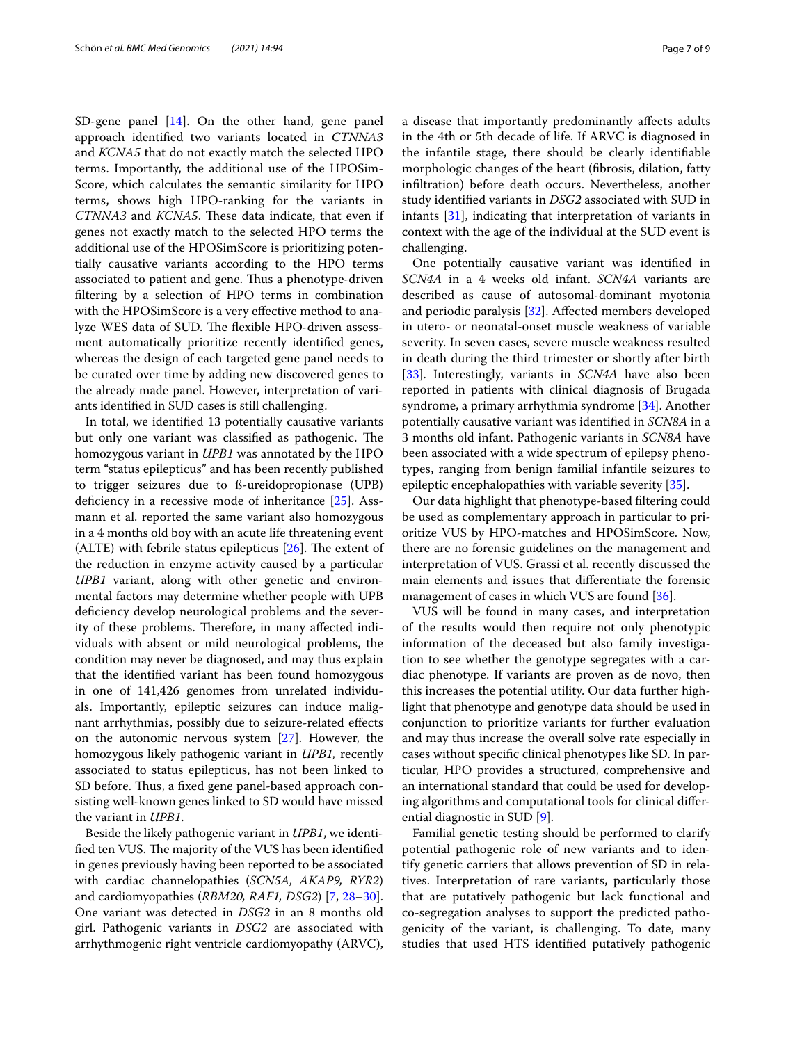SD-gene panel [14]. On the other hand, gene panel approach identified two variants located in *CTNNA3* and *KCNA5* that do not exactly match the selected HPO terms. Importantly, the additional use of the HPOSimScore, which calculates the semantic similarity for HPO terms, shows high HPO-ranking for the variants in *CTNNA3* and *KCNA5*. These data indicate, that even if genes not exactly match to the selected HPO terms the additional use of the HPOSimScore is prioritizing potentially causative variants according to the HPO terms associated to patient and gene. Thus a phenotype-driven filtering by a selection of HPO terms in combination with the HPOSimScore is a very effective method to analyze WES data of SUD. The flexible HPO-driven assessment automatically prioritize recently identified genes, whereas the design of each targeted gene panel needs to be curated over time by adding new discovered genes to the already made panel. However, interpretation of variants identified in SUD cases is still challenging.

In total, we identified 13 potentially causative variants but only one variant was classified as pathogenic. The homozygous variant in *UPB1* was annotated by the HPO term "status epilepticus" and has been recently published to trigger seizures due to ß-ureidopropionase (UPB) deficiency in a recessive mode of inheritance [25]. Assmann et al. reported the same variant also homozygous in a 4 months old boy with an acute life threatening event (ALTE) with febrile status epilepticus [26]. The extent of the reduction in enzyme activity caused by a particular *UPB1* variant, along with other genetic and environmental factors may determine whether people with UPB deficiency develop neurological problems and the severity of these problems. Therefore, in many affected individuals with absent or mild neurological problems, the condition may never be diagnosed, and may thus explain that the identified variant has been found homozygous in one of 141,426 genomes from unrelated individuals. Importantly, epileptic seizures can induce malignant arrhythmias, possibly due to seizure-related effects on the autonomic nervous system [27]. However, the homozygous likely pathogenic variant in *UPB1,* recently associated to status epilepticus, has not been linked to SD before. Thus, a fixed gene panel-based approach consisting well-known genes linked to SD would have missed the variant in *UPB1*.

Beside the likely pathogenic variant in *UPB1*, we identified ten VUS. The majority of the VUS has been identified in genes previously having been reported to be associated with cardiac channelopathies (*SCN5A, AKAP9, RYR2*) and cardiomyopathies (*RBM20, RAF1, DSG2*) [7, 28–30]. One variant was detected in *DSG2* in an 8 months old girl. Pathogenic variants in *DSG2* are associated with arrhythmogenic right ventricle cardiomyopathy (ARVC), a disease that importantly predominantly affects adults in the 4th or 5th decade of life. If ARVC is diagnosed in the infantile stage, there should be clearly identifiable morphologic changes of the heart (fibrosis, dilation, fatty infiltration) before death occurs. Nevertheless, another study identified variants in *DSG2* associated with SUD in infants [31], indicating that interpretation of variants in context with the age of the individual at the SUD event is challenging.

One potentially causative variant was identified in *SCN4A* in a 4 weeks old infant. *SCN4A* variants are described as cause of autosomal-dominant myotonia and periodic paralysis [32]. Affected members developed in utero- or neonatal-onset muscle weakness of variable severity. In seven cases, severe muscle weakness resulted in death during the third trimester or shortly after birth [33]. Interestingly, variants in *SCN4A* have also been reported in patients with clinical diagnosis of Brugada syndrome, a primary arrhythmia syndrome [34]. Another potentially causative variant was identified in *SCN8A* in a 3 months old infant. Pathogenic variants in *SCN8A* have been associated with a wide spectrum of epilepsy phenotypes, ranging from benign familial infantile seizures to epileptic encephalopathies with variable severity [35].

Our data highlight that phenotype-based filtering could be used as complementary approach in particular to prioritize VUS by HPO-matches and HPOSimScore. Now, there are no forensic guidelines on the management and interpretation of VUS. Grassi et al. recently discussed the main elements and issues that differentiate the forensic management of cases in which VUS are found [36].

VUS will be found in many cases, and interpretation of the results would then require not only phenotypic information of the deceased but also family investigation to see whether the genotype segregates with a cardiac phenotype. If variants are proven as de novo, then this increases the potential utility. Our data further highlight that phenotype and genotype data should be used in conjunction to prioritize variants for further evaluation and may thus increase the overall solve rate especially in cases without specific clinical phenotypes like SD. In particular, HPO provides a structured, comprehensive and an international standard that could be used for developing algorithms and computational tools for clinical differential diagnostic in SUD [9].

Familial genetic testing should be performed to clarify potential pathogenic role of new variants and to identify genetic carriers that allows prevention of SD in relatives. Interpretation of rare variants, particularly those that are putatively pathogenic but lack functional and co-segregation analyses to support the predicted pathogenicity of the variant, is challenging. To date, many studies that used HTS identified putatively pathogenic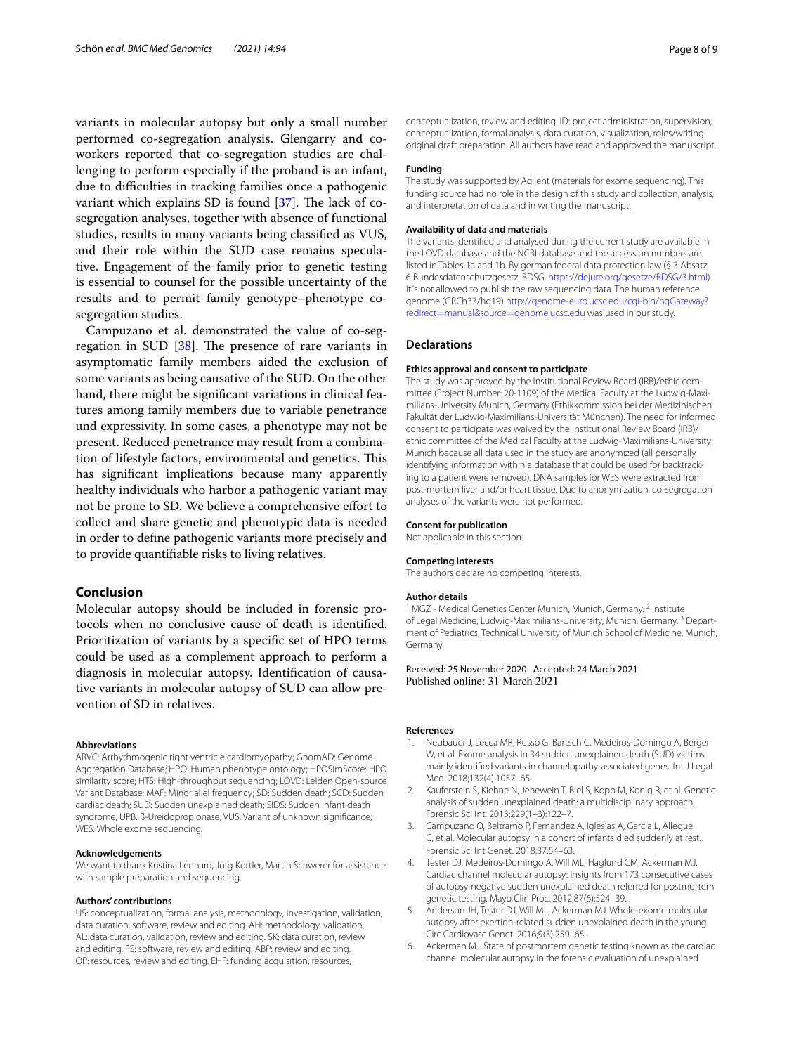variants in molecular autopsy but only a small number performed co-segregation analysis. Glengarry and coworkers reported that co-segregation studies are challenging to perform especially if the proband is an infant, due to difficulties in tracking families once a pathogenic variant which explains SD is found [37]. The lack of co-segregation analyses, together with absence of functional studies, results in many variants being classified as VUS, and their role within the SUD case remains speculative. Engagement of the family prior to genetic testing is essential to counsel for the possible uncertainty of the results and to permit family genotype–phenotype co-segregation studies.

Campuzano et al. demonstrated the value of co-segregation in SUD [38]. The presence of rare variants in asymptomatic family members aided the exclusion of some variants as being causative of the SUD. On the other hand, there might be significant variations in clinical features among family members due to variable penetrance und expressivity. In some cases, a phenotype may not be present. Reduced penetrance may result from a combination of lifestyle factors, environmental and genetics. This has significant implications because many apparently healthy individuals who harbor a pathogenic variant may not be prone to SD. We believe a comprehensive effort to collect and share genetic and phenotypic data is needed in order to define pathogenic variants more precisely and to provide quantifiable risks to living relatives.

## Conclusion

Molecular autopsy should be included in forensic protocols when no conclusive cause of death is identified. Prioritization of variants by a specific set of HPO terms could be used as a complement approach to perform a diagnosis in molecular autopsy. Identification of causative variants in molecular autopsy of SUD can allow prevention of SD in relatives.

#### Abbreviations

ARVC: Arrhythmogenic right ventricle cardiomyopathy; GnomAD: Genome Aggregation Database; HPO: Human phenotype ontology; HPOSimScore: HPO similarity score; HTS: High-throughput sequencing; LOVD: Leiden Open-source Variant Database; MAF: Minor allel frequency; SD: Sudden death; SCD: Sudden cardiac death; SUD: Sudden unexplained death; SIDS: Sudden infant death syndrome; UPB: ß-Ureidopropionase; VUS: Variant of unknown significance; WES: Whole exome sequencing.

#### Acknowledgements

We want to thank Kristina Lenhard, Jörg Kortler, Martin Schwerer for assistance with sample preparation and sequencing.

#### Authors' contributions

US: conceptualization, formal analysis, methodology, investigation, validation, data curation, software, review and editing. AH: methodology, validation. AL: data curation, validation, review and editing. SK: data curation, review and editing. FS: software, review and editing. ABP: review and editing. OP: resources, review and editing. EHF: funding acquisition, resources, conceptualization, review and editing. ID: project administration, supervision, conceptualization, formal analysis, data curation, visualization, roles/writing—original draft preparation. All authors have read and approved the manuscript.

#### Funding

The study was supported by Agilent (materials for exome sequencing). This funding source had no role in the design of this study and collection, analysis, and interpretation of data and in writing the manuscript.

#### Availability of data and materials

The variants identified and analysed during the current study are available in the LOVD database and the NCBI database and the accession numbers are listed in Tables 1a and 1b. By german federal data protection law (§ 3 Absatz 6 Bundesdatenschutzgesetz, BDSG, https://dejure.org/gesetze/BDSG/3.html) it´s not allowed to publish the raw sequencing data. The human reference genome (GRCh37/hg19) http://genome-euro.ucsc.edu/cgi-bin/hgGateway?redirect=manual&source=genome.ucsc.edu was used in our study.

### Declarations

#### Ethics approval and consent to participate

The study was approved by the Institutional Review Board (IRB)/ethic committee (Project Number: 20-1109) of the Medical Faculty at the Ludwig-Maximilians-University Munich, Germany (Ethikkommission bei der Medizinischen Fakultät der Ludwig-Maximilians-Universität München). The need for informed consent to participate was waived by the Institutional Review Board (IRB)/ethic committee of the Medical Faculty at the Ludwig-Maximilians-University Munich because all data used in the study are anonymized (all personally identifying information within a database that could be used for backtracking to a patient were removed). DNA samples for WES were extracted from post-mortem liver and/or heart tissue. Due to anonymization, co-segregation analyses of the variants were not performed.

#### Consent for publication

Not applicable in this section.

#### Competing interests

The authors declare no competing interests.

#### Author details

[1] MGZ - Medical Genetics Center Munich, Munich, Germany. [2] Institute of Legal Medicine, Ludwig-Maximilians-University, Munich, Germany. [3] Department of Pediatrics, Technical University of Munich School of Medicine, Munich, Germany.

Received: 25 November 2020 Accepted: 24 March 2021
Published online: 31 March 2021

#### References

1. Neubauer J, Lecca MR, Russo G, Bartsch C, Medeiros-Domingo A, Berger W, et al. Exome analysis in 34 sudden unexplained death (SUD) victims mainly identified variants in channelopathy-associated genes. Int J Legal Med. 2018;132(4):1057–65.
2. Kauferstein S, Kiehne N, Jenewein T, Biel S, Kopp M, Konig R, et al. Genetic analysis of sudden unexplained death: a multidisciplinary approach. Forensic Sci Int. 2013;229(1–3):122–7.
3. Campuzano O, Beltramo P, Fernandez A, Iglesias A, Garcia L, Allegue C, et al. Molecular autopsy in a cohort of infants died suddenly at rest. Forensic Sci Int Genet. 2018;37:54–63.
4. Tester DJ, Medeiros-Domingo A, Will ML, Haglund CM, Ackerman MJ. Cardiac channel molecular autopsy: insights from 173 consecutive cases of autopsy-negative sudden unexplained death referred for postmortem genetic testing. Mayo Clin Proc. 2012;87(6):524–39.
5. Anderson JH, Tester DJ, Will ML, Ackerman MJ. Whole-exome molecular autopsy after exertion-related sudden unexplained death in the young. Circ Cardiovasc Genet. 2016;9(3):259–65.
6. Ackerman MJ. State of postmortem genetic testing known as the cardiac channel molecular autopsy in the forensic evaluation of unexplained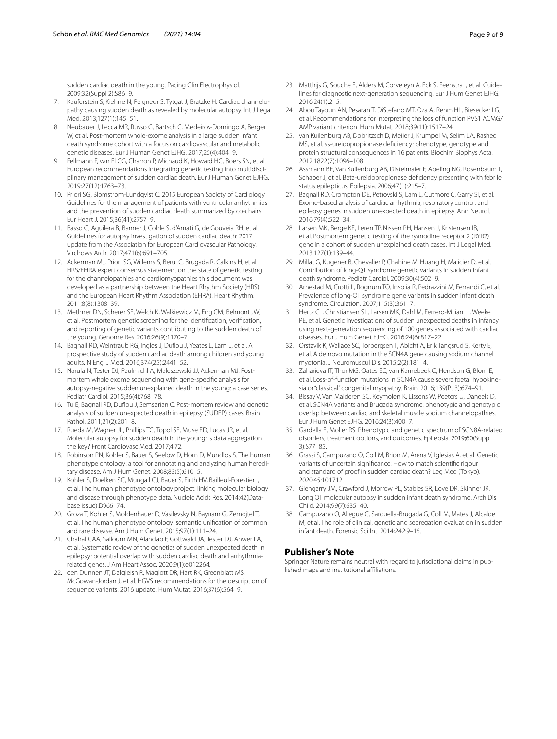sudden cardiac death in the young. Pacing Clin Electrophysiol. 2009;32(Suppl 2):S86–9.

7. Kauferstein S, Kiehne N, Peigneur S, Tytgat J, Bratzke H. Cardiac channelopathy causing sudden death as revealed by molecular autopsy. Int J Legal Med. 2013;127(1):145–51.
8. Neubauer J, Lecca MR, Russo G, Bartsch C, Medeiros-Domingo A, Berger W, et al. Post-mortem whole-exome analysis in a large sudden infant death syndrome cohort with a focus on cardiovascular and metabolic genetic diseases. Eur J Human Genet EJHG. 2017;25(4):404–9.
9. Fellmann F, van El CG, Charron P, Michaud K, Howard HC, Boers SN, et al. European recommendations integrating genetic testing into multidisciplinary management of sudden cardiac death. Eur J Human Genet EJHG. 2019;27(12):1763–73.
10. Priori SG, Blomstrom-Lundqvist C. 2015 European Society of Cardiology Guidelines for the management of patients with ventricular arrhythmias and the prevention of sudden cardiac death summarized by co-chairs. Eur Heart J. 2015;36(41):2757–9.
11. Basso C, Aguilera B, Banner J, Cohle S, d'Amati G, de Gouveia RH, et al. Guidelines for autopsy investigation of sudden cardiac death: 2017 update from the Association for European Cardiovascular Pathology. Virchows Arch. 2017;471(6):691–705.
12. Ackerman MJ, Priori SG, Willems S, Berul C, Brugada R, Calkins H, et al. HRS/EHRA expert consensus statement on the state of genetic testing for the channelopathies and cardiomyopathies this document was developed as a partnership between the Heart Rhythm Society (HRS) and the European Heart Rhythm Association (EHRA). Heart Rhythm. 2011;8(8):1308–39.
13. Methner DN, Scherer SE, Welch K, Walkiewicz M, Eng CM, Belmont JW, et al. Postmortem genetic screening for the identification, verification, and reporting of genetic variants contributing to the sudden death of the young. Genome Res. 2016;26(9):1170–7.
14. Bagnall RD, Weintraub RG, Ingles J, Duflou J, Yeates L, Lam L, et al. A prospective study of sudden cardiac death among children and young adults. N Engl J Med. 2016;374(25):2441–52.
15. Narula N, Tester DJ, Paulmichl A, Maleszewski JJ, Ackerman MJ. Post-mortem whole exome sequencing with gene-specific analysis for autopsy-negative sudden unexplained death in the young: a case series. Pediatr Cardiol. 2015;36(4):768–78.
16. Tu E, Bagnall RD, Duflou J, Semsarian C. Post-mortem review and genetic analysis of sudden unexpected death in epilepsy (SUDEP) cases. Brain Pathol. 2011;21(2):201–8.
17. Rueda M, Wagner JL, Phillips TC, Topol SE, Muse ED, Lucas JR, et al. Molecular autopsy for sudden death in the young: is data aggregation the key? Front Cardiovasc Med. 2017;4:72.
18. Robinson PN, Kohler S, Bauer S, Seelow D, Horn D, Mundlos S. The human phenotype ontology: a tool for annotating and analyzing human hereditary disease. Am J Hum Genet. 2008;83(5):610–5.
19. Kohler S, Doelken SC, Mungall CJ, Bauer S, Firth HV, Bailleul-Forestier I, et al. The human phenotype ontology project: linking molecular biology and disease through phenotype data. Nucleic Acids Res. 2014;42(Database issue):D966–74.
20. Groza T, Kohler S, Moldenhauer D, Vasilevsky N, Baynam G, Zemojtel T, et al. The human phenotype ontology: semantic unification of common and rare disease. Am J Hum Genet. 2015;97(1):111–24.
21. Chahal CAA, Salloum MN, Alahdab F, Gottwald JA, Tester DJ, Anwer LA, et al. Systematic review of the genetics of sudden unexpected death in epilepsy: potential overlap with sudden cardiac death and arrhythmia-related genes. J Am Heart Assoc. 2020;9(1):e012264.
22. den Dunnen JT, Dalgleish R, Maglott DR, Hart RK, Greenblatt MS, McGowan-Jordan J, et al. HGVS recommendations for the description of sequence variants: 2016 update. Hum Mutat. 2016;37(6):564–9.
23. Matthijs G, Souche E, Alders M, Corveleyn A, Eck S, Feenstra I, et al. Guidelines for diagnostic next-generation sequencing. Eur J Hum Genet EJHG. 2016;24(1):2–5.
24. Abou Tayoun AN, Pesaran T, DiStefano MT, Oza A, Rehm HL, Biesecker LG, et al. Recommendations for interpreting the loss of function PVS1 ACMG/AMP variant criterion. Hum Mutat. 2018;39(11):1517–24.
25. van Kuilenburg AB, Dobritzsch D, Meijer J, Krumpel M, Selim LA, Rashed MS, et al. ss-ureidopropionase deficiency: phenotype, genotype and protein structural consequences in 16 patients. Biochim Biophys Acta. 2012;1822(7):1096–108.
26. Assmann BE, Van Kuilenburg AB, Distelmaier F, Abeling NG, Rosenbaum T, Schaper J, et al. Beta-ureidopropionase deficiency presenting with febrile status epilepticus. Epilepsia. 2006;47(1):215–7.
27. Bagnall RD, Crompton DE, Petrovski S, Lam L, Cutmore C, Garry SI, et al. Exome-based analysis of cardiac arrhythmia, respiratory control, and epilepsy genes in sudden unexpected death in epilepsy. Ann Neurol. 2016;79(4):522–34.
28. Larsen MK, Berge KE, Leren TP, Nissen PH, Hansen J, Kristensen IB, et al. Postmortem genetic testing of the ryanodine receptor 2 (RYR2) gene in a cohort of sudden unexplained death cases. Int J Legal Med. 2013;127(1):139–44.
29. Millat G, Kugener B, Chevalier P, Chahine M, Huang H, Malicier D, et al. Contribution of long-QT syndrome genetic variants in sudden infant death syndrome. Pediatr Cardiol. 2009;30(4):502–9.
30. Arnestad M, Crotti L, Rognum TO, Insolia R, Pedrazzini M, Ferrandi C, et al. Prevalence of long-QT syndrome gene variants in sudden infant death syndrome. Circulation. 2007;115(3):361–7.
31. Hertz CL, Christiansen SL, Larsen MK, Dahl M, Ferrero-Miliani L, Weeke PE, et al. Genetic investigations of sudden unexpected deaths in infancy using next-generation sequencing of 100 genes associated with cardiac diseases. Eur J Hum Genet EJHG. 2016;24(6):817–22.
32. Orstavik K, Wallace SC, Torbergsen T, Abicht A, Erik Tangsrud S, Kerty E, et al. A de novo mutation in the SCN4A gene causing sodium channel myotonia. J Neuromuscul Dis. 2015;2(2):181–4.
33. Zaharieva IT, Thor MG, Oates EC, van Karnebeek C, Hendson G, Blom E, et al. Loss-of-function mutations in SCN4A cause severe foetal hypokinesia or "classical" congenital myopathy. Brain. 2016;139(Pt 3):674–91.
34. Bissay V, Van Malderen SC, Keymolen K, Lissens W, Peeters U, Daneels D, et al. SCN4A variants and Brugada syndrome: phenotypic and genotypic overlap between cardiac and skeletal muscle sodium channelopathies. Eur J Hum Genet EJHG. 2016;24(3):400–7.
35. Gardella E, Moller RS. Phenotypic and genetic spectrum of SCN8A-related disorders, treatment options, and outcomes. Epilepsia. 2019;60(Suppl 3):S77–85.
36. Grassi S, Campuzano O, Coll M, Brion M, Arena V, Iglesias A, et al. Genetic variants of uncertain significance: How to match scientific rigour and standard of proof in sudden cardiac death? Leg Med (Tokyo). 2020;45:101712.
37. Glengarry JM, Crawford J, Morrow PL, Stables SR, Love DR, Skinner JR. Long QT molecular autopsy in sudden infant death syndrome. Arch Dis Child. 2014;99(7):635–40.
38. Campuzano O, Allegue C, Sarquella-Brugada G, Coll M, Mates J, Alcalde M, et al. The role of clinical, genetic and segregation evaluation in sudden infant death. Forensic Sci Int. 2014;242:9–15.

## Publisher's Note

Springer Nature remains neutral with regard to jurisdictional claims in published maps and institutional affiliations.